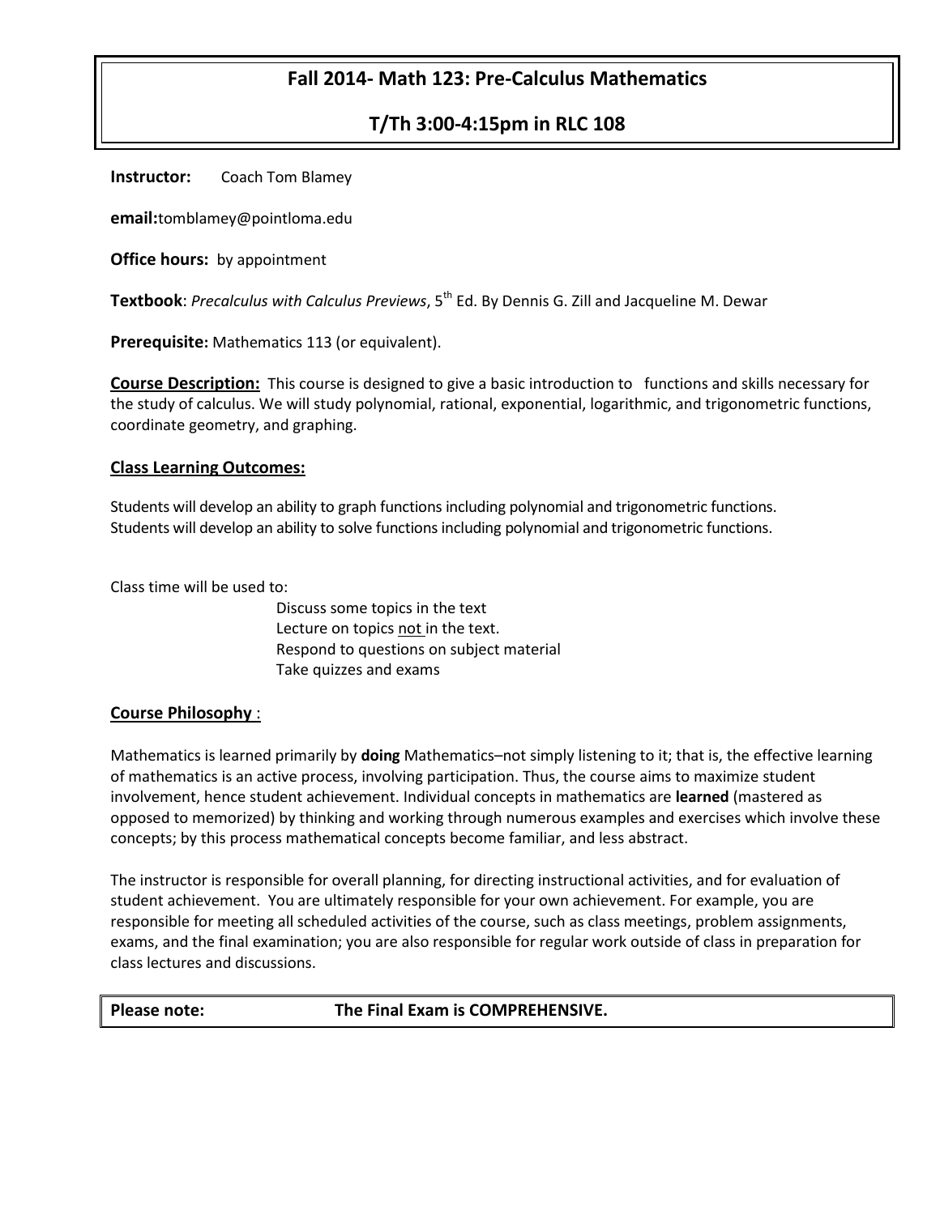# Fall 2014- Math 123: Pre-Calculus Mathematics

## T/Th 3:00-4:15pm in RLC 108

**Instructor:** Coach Tom Blamey

**email:**tomblamey@pointloma.edu

**Office hours:** by appointment

**Textbook**: *Precalculus with Calculus Previews*, 5th Ed. By Dennis G. Zill and Jacqueline M. Dewar

**Prerequisite:** Mathematics 113 (or equivalent).

**Course Description:** This course is designed to give a basic introduction to functions and skills necessary for the study of calculus. We will study polynomial, rational, exponential, logarithmic, and trigonometric functions, coordinate geometry, and graphing.

### Class Learning Outcomes:

Students will develop an ability to graph functions including polynomial and trigonometric functions.
Students will develop an ability to solve functions including polynomial and trigonometric functions.

Class time will be used to:

- Discuss some topics in the text
- Lecture on topics not in the text.
- Respond to questions on subject material
- Take quizzes and exams

### Course Philosophy :

Mathematics is learned primarily by **doing** Mathematics–not simply listening to it; that is, the effective learning of mathematics is an active process, involving participation. Thus, the course aims to maximize student involvement, hence student achievement. Individual concepts in mathematics are **learned** (mastered as opposed to memorized) by thinking and working through numerous examples and exercises which involve these concepts; by this process mathematical concepts become familiar, and less abstract.

The instructor is responsible for overall planning, for directing instructional activities, and for evaluation of student achievement. You are ultimately responsible for your own achievement. For example, you are responsible for meeting all scheduled activities of the course, such as class meetings, problem assignments, exams, and the final examination; you are also responsible for regular work outside of class in preparation for class lectures and discussions.

**Please note: The Final Exam is COMPREHENSIVE.**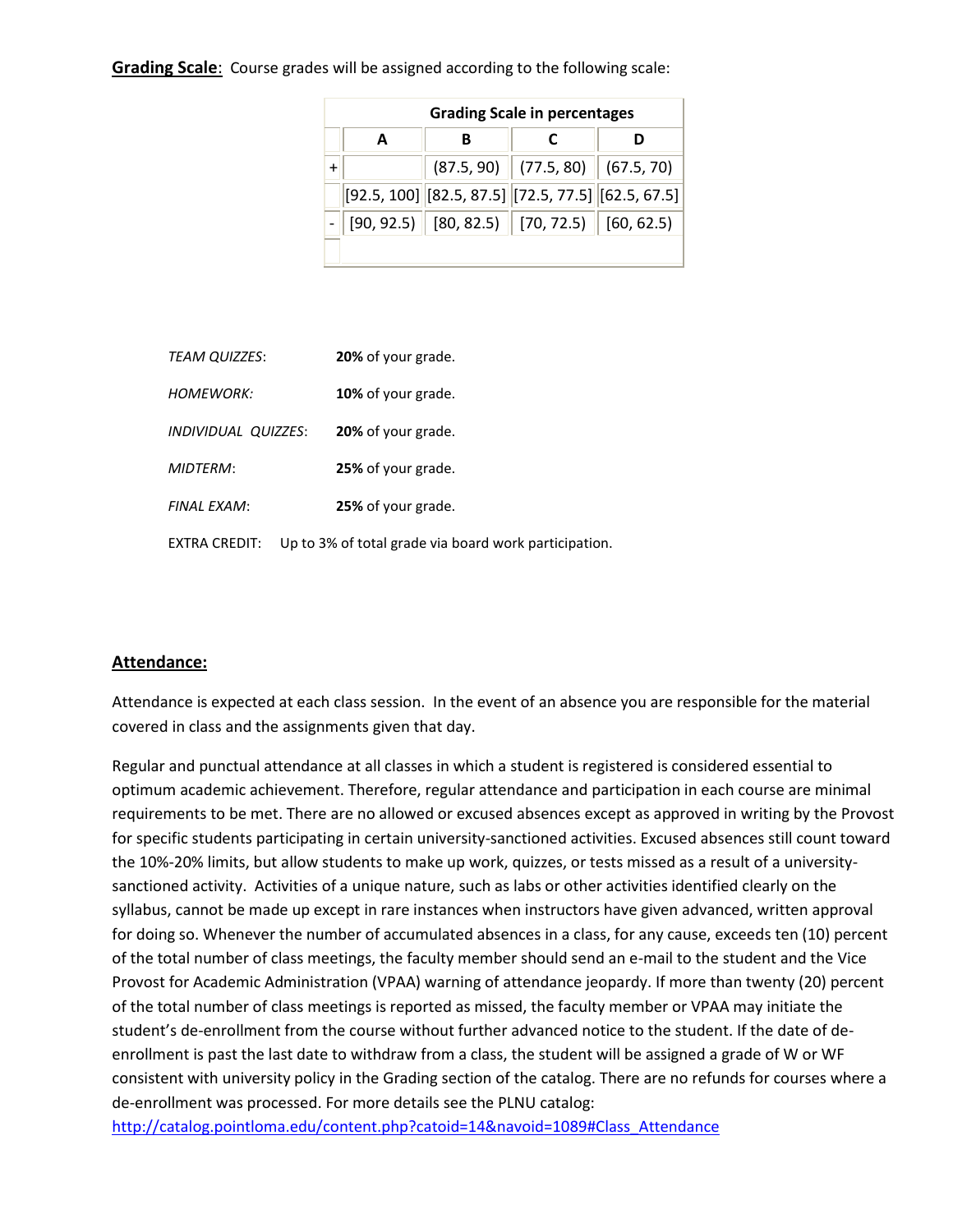**Grading Scale**: Course grades will be assigned according to the following scale:

| Grading Scale in percentages | | | | |
|---|---|---|---|---|
| | A | B | C | D |
| + | | (87.5, 90) | (77.5, 80) | (67.5, 70) |
| | [92.5, 100] | [82.5, 87.5] | [72.5, 77.5] | [62.5, 67.5] |
| - | [90, 92.5) | [80, 82.5) | [70, 72.5) | [60, 62.5) |

*TEAM QUIZZES*: **20%** of your grade.

*HOMEWORK:* **10%** of your grade.

*INDIVIDUAL QUIZZES*: **20%** of your grade.

*MIDTERM*: **25%** of your grade.

*FINAL EXAM*: **25%** of your grade.

EXTRA CREDIT: Up to 3% of total grade via board work participation.

**Attendance:**

Attendance is expected at each class session. In the event of an absence you are responsible for the material covered in class and the assignments given that day.

Regular and punctual attendance at all classes in which a student is registered is considered essential to optimum academic achievement. Therefore, regular attendance and participation in each course are minimal requirements to be met. There are no allowed or excused absences except as approved in writing by the Provost for specific students participating in certain university-sanctioned activities. Excused absences still count toward the 10%-20% limits, but allow students to make up work, quizzes, or tests missed as a result of a university-sanctioned activity. Activities of a unique nature, such as labs or other activities identified clearly on the syllabus, cannot be made up except in rare instances when instructors have given advanced, written approval for doing so. Whenever the number of accumulated absences in a class, for any cause, exceeds ten (10) percent of the total number of class meetings, the faculty member should send an e-mail to the student and the Vice Provost for Academic Administration (VPAA) warning of attendance jeopardy. If more than twenty (20) percent of the total number of class meetings is reported as missed, the faculty member or VPAA may initiate the student's de-enrollment from the course without further advanced notice to the student. If the date of de-enrollment is past the last date to withdraw from a class, the student will be assigned a grade of W or WF consistent with university policy in the Grading section of the catalog. There are no refunds for courses where a de-enrollment was processed. For more details see the PLNU catalog: http://catalog.pointloma.edu/content.php?catoid=14&navoid=1089#Class_Attendance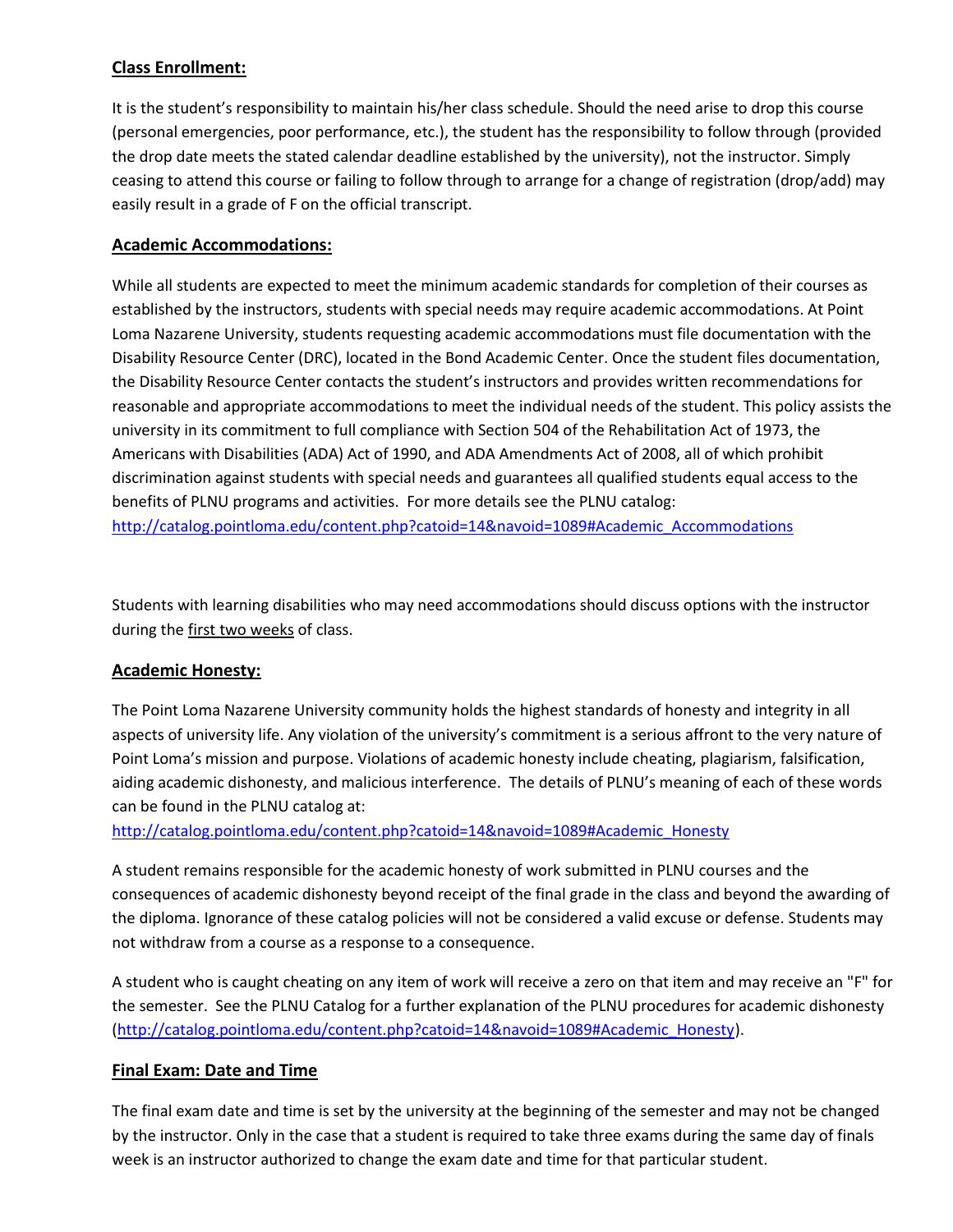## Class Enrollment:

It is the student's responsibility to maintain his/her class schedule. Should the need arise to drop this course (personal emergencies, poor performance, etc.), the student has the responsibility to follow through (provided the drop date meets the stated calendar deadline established by the university), not the instructor. Simply ceasing to attend this course or failing to follow through to arrange for a change of registration (drop/add) may easily result in a grade of F on the official transcript.

## Academic Accommodations:

While all students are expected to meet the minimum academic standards for completion of their courses as established by the instructors, students with special needs may require academic accommodations. At Point Loma Nazarene University, students requesting academic accommodations must file documentation with the Disability Resource Center (DRC), located in the Bond Academic Center. Once the student files documentation, the Disability Resource Center contacts the student's instructors and provides written recommendations for reasonable and appropriate accommodations to meet the individual needs of the student. This policy assists the university in its commitment to full compliance with Section 504 of the Rehabilitation Act of 1973, the Americans with Disabilities (ADA) Act of 1990, and ADA Amendments Act of 2008, all of which prohibit discrimination against students with special needs and guarantees all qualified students equal access to the benefits of PLNU programs and activities. For more details see the PLNU catalog: http://catalog.pointloma.edu/content.php?catoid=14&navoid=1089#Academic_Accommodations

Students with learning disabilities who may need accommodations should discuss options with the instructor during the first two weeks of class.

## Academic Honesty:

The Point Loma Nazarene University community holds the highest standards of honesty and integrity in all aspects of university life. Any violation of the university's commitment is a serious affront to the very nature of Point Loma's mission and purpose. Violations of academic honesty include cheating, plagiarism, falsification, aiding academic dishonesty, and malicious interference. The details of PLNU's meaning of each of these words can be found in the PLNU catalog at: http://catalog.pointloma.edu/content.php?catoid=14&navoid=1089#Academic_Honesty

A student remains responsible for the academic honesty of work submitted in PLNU courses and the consequences of academic dishonesty beyond receipt of the final grade in the class and beyond the awarding of the diploma. Ignorance of these catalog policies will not be considered a valid excuse or defense. Students may not withdraw from a course as a response to a consequence.

A student who is caught cheating on any item of work will receive a zero on that item and may receive an "F" for the semester. See the PLNU Catalog for a further explanation of the PLNU procedures for academic dishonesty (http://catalog.pointloma.edu/content.php?catoid=14&navoid=1089#Academic_Honesty).

## Final Exam: Date and Time

The final exam date and time is set by the university at the beginning of the semester and may not be changed by the instructor. Only in the case that a student is required to take three exams during the same day of finals week is an instructor authorized to change the exam date and time for that particular student.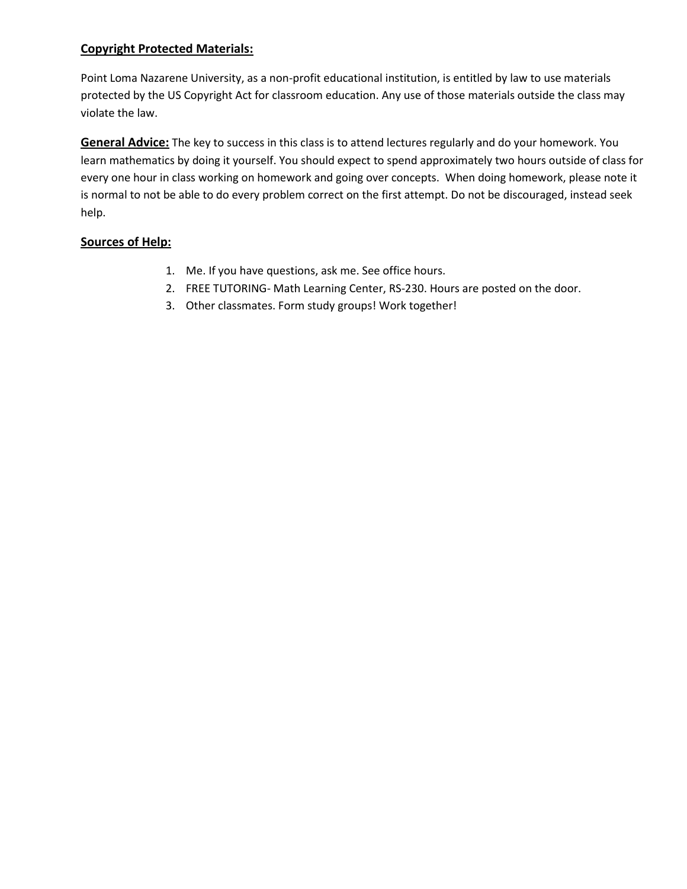## Copyright Protected Materials:

Point Loma Nazarene University, as a non-profit educational institution, is entitled by law to use materials protected by the US Copyright Act for classroom education. Any use of those materials outside the class may violate the law.

**General Advice:** The key to success in this class is to attend lectures regularly and do your homework. You learn mathematics by doing it yourself. You should expect to spend approximately two hours outside of class for every one hour in class working on homework and going over concepts. When doing homework, please note it is normal to not be able to do every problem correct on the first attempt. Do not be discouraged, instead seek help.

## Sources of Help:

1. Me. If you have questions, ask me. See office hours.
2. FREE TUTORING- Math Learning Center, RS-230. Hours are posted on the door.
3. Other classmates. Form study groups! Work together!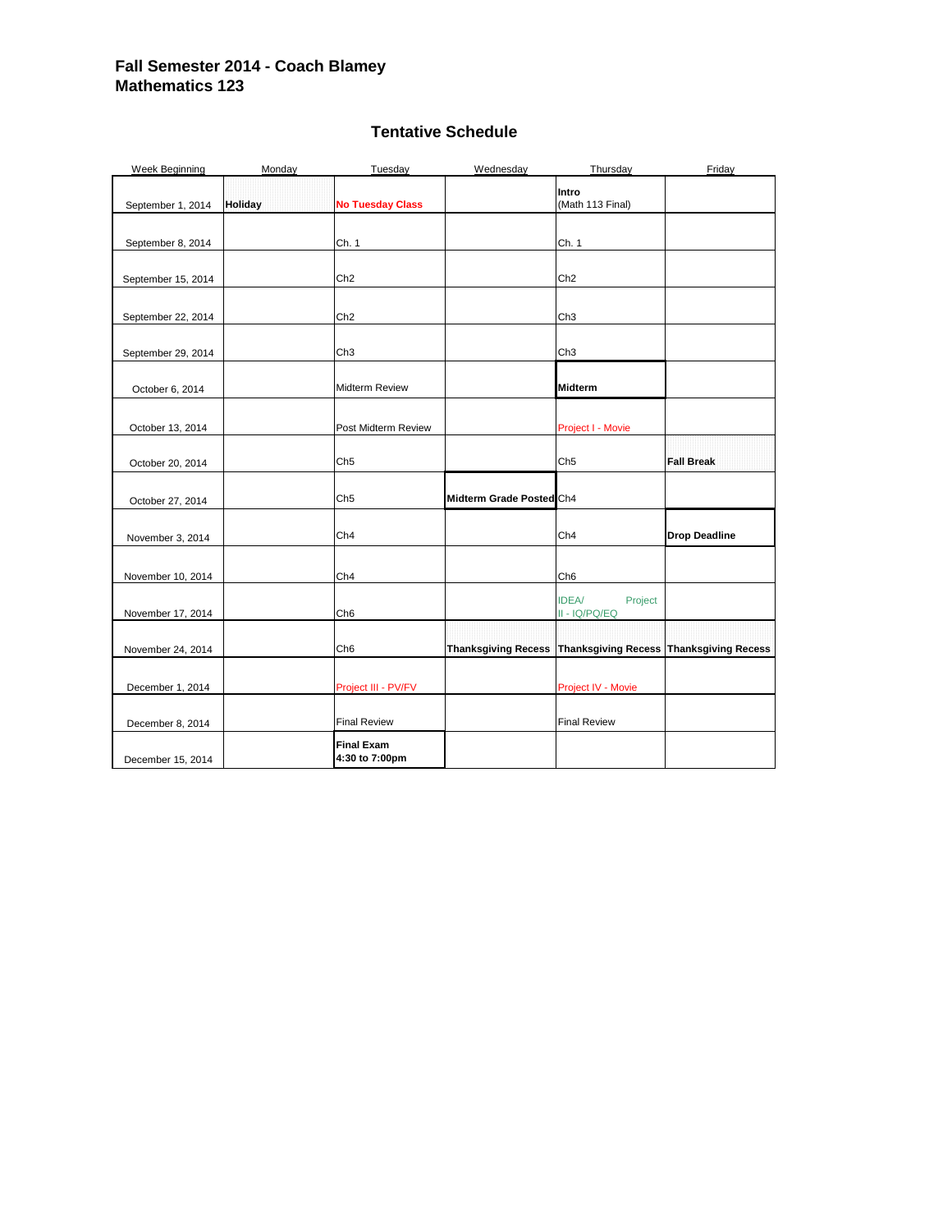**Fall Semester 2014 - Coach Blamey**
**Mathematics 123**

## Tentative Schedule

| Week Beginning | Monday | Tuesday | Wednesday | Thursday | Friday |
|---|---|---|---|---|---|
| September 1, 2014 | **Holiday** | **No Tuesday Class** | | **Intro** (Math 113 Final) | |
| September 8, 2014 | | Ch. 1 | | Ch. 1 | |
| September 15, 2014 | | Ch2 | | Ch2 | |
| September 22, 2014 | | Ch2 | | Ch3 | |
| September 29, 2014 | | Ch3 | | Ch3 | |
| October 6, 2014 | | Midterm Review | | **Midterm** | |
| October 13, 2014 | | Post Midterm Review | | Project I - Movie | |
| October 20, 2014 | | Ch5 | | Ch5 | **Fall Break** |
| October 27, 2014 | | Ch5 | **Midterm Grade Posted** | Ch4 | |
| November 3, 2014 | | Ch4 | | Ch4 | **Drop Deadline** |
| November 10, 2014 | | Ch4 | | Ch6 | |
| November 17, 2014 | | Ch6 | | IDEA/ Project II - IQ/PQ/EQ | |
| November 24, 2014 | | Ch6 | **Thanksgiving Recess** | **Thanksgiving Recess** | **Thanksgiving Recess** |
| December 1, 2014 | | Project III - PV/FV | | Project IV - Movie | |
| December 8, 2014 | | Final Review | | Final Review | |
| December 15, 2014 | | **Final Exam 4:30 to 7:00pm** | | | |